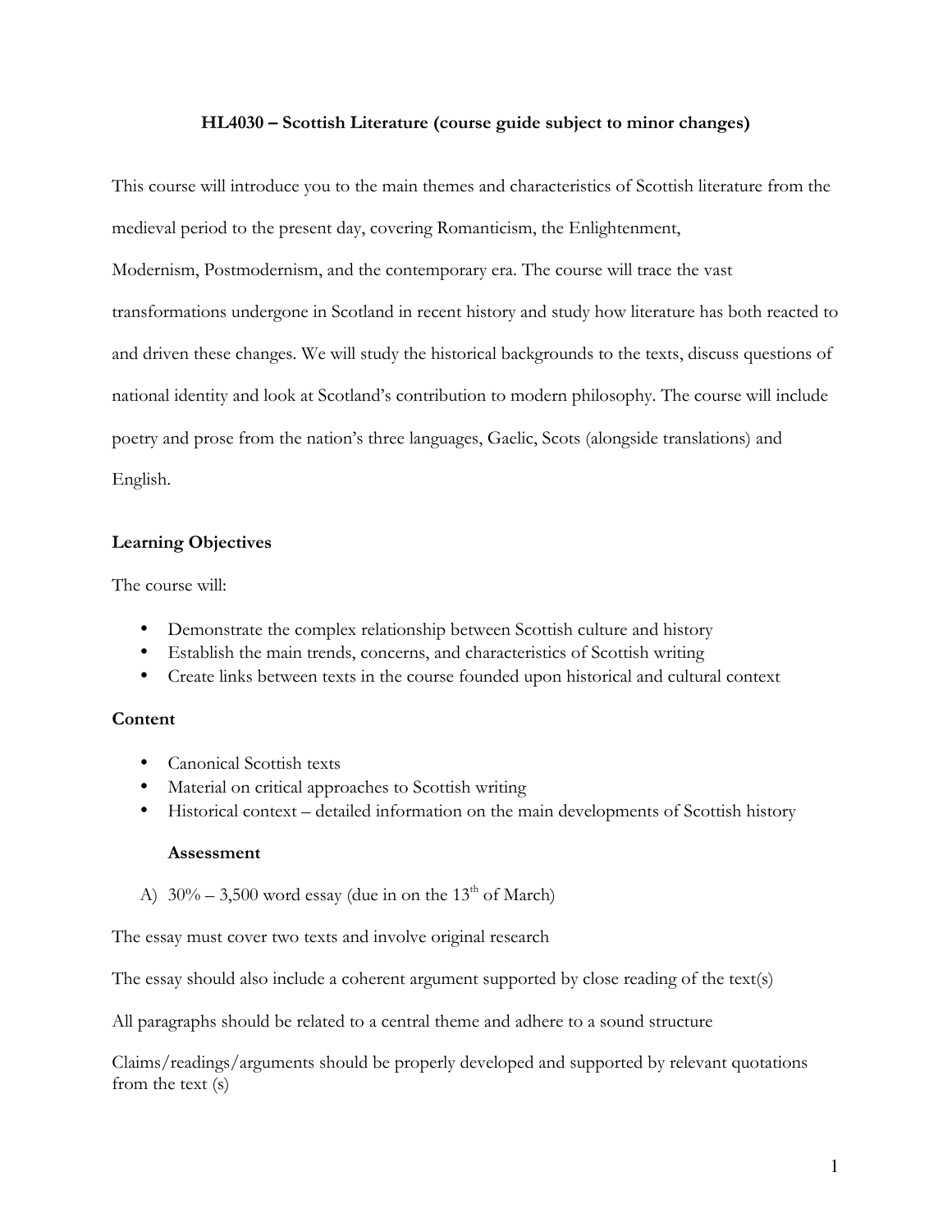# HL4030 – Scottish Literature (course guide subject to minor changes)

This course will introduce you to the main themes and characteristics of Scottish literature from the medieval period to the present day, covering Romanticism, the Enlightenment, Modernism, Postmodernism, and the contemporary era. The course will trace the vast transformations undergone in Scotland in recent history and study how literature has both reacted to and driven these changes. We will study the historical backgrounds to the texts, discuss questions of national identity and look at Scotland's contribution to modern philosophy. The course will include poetry and prose from the nation's three languages, Gaelic, Scots (alongside translations) and English.

## Learning Objectives

The course will:

- Demonstrate the complex relationship between Scottish culture and history
- Establish the main trends, concerns, and characteristics of Scottish writing
- Create links between texts in the course founded upon historical and cultural context

## Content

- Canonical Scottish texts
- Material on critical approaches to Scottish writing
- Historical context – detailed information on the main developments of Scottish history

## Assessment

A) 30% – 3,500 word essay (due in on the 13th of March)

The essay must cover two texts and involve original research

The essay should also include a coherent argument supported by close reading of the text(s)

All paragraphs should be related to a central theme and adhere to a sound structure

Claims/readings/arguments should be properly developed and supported by relevant quotations from the text (s)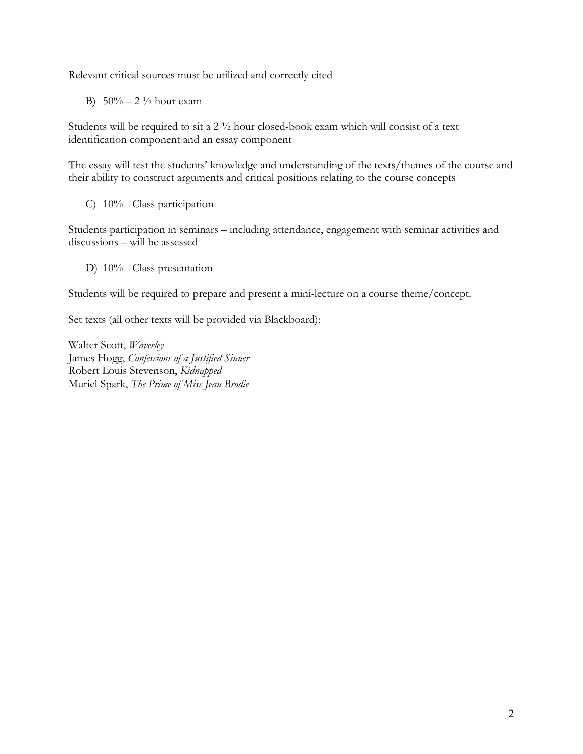Relevant critical sources must be utilized and correctly cited

B) 50% – 2 ½ hour exam

Students will be required to sit a 2 ½ hour closed-book exam which will consist of a text identification component and an essay component

The essay will test the students' knowledge and understanding of the texts/themes of the course and their ability to construct arguments and critical positions relating to the course concepts

C) 10% - Class participation

Students participation in seminars – including attendance, engagement with seminar activities and discussions – will be assessed

D) 10% - Class presentation

Students will be required to prepare and present a mini-lecture on a course theme/concept.

Set texts (all other texts will be provided via Blackboard):

Walter Scott, *Waverley*
James Hogg, *Confessions of a Justified Sinner*
Robert Louis Stevenson, *Kidnapped*
Muriel Spark, *The Prime of Miss Jean Brodie*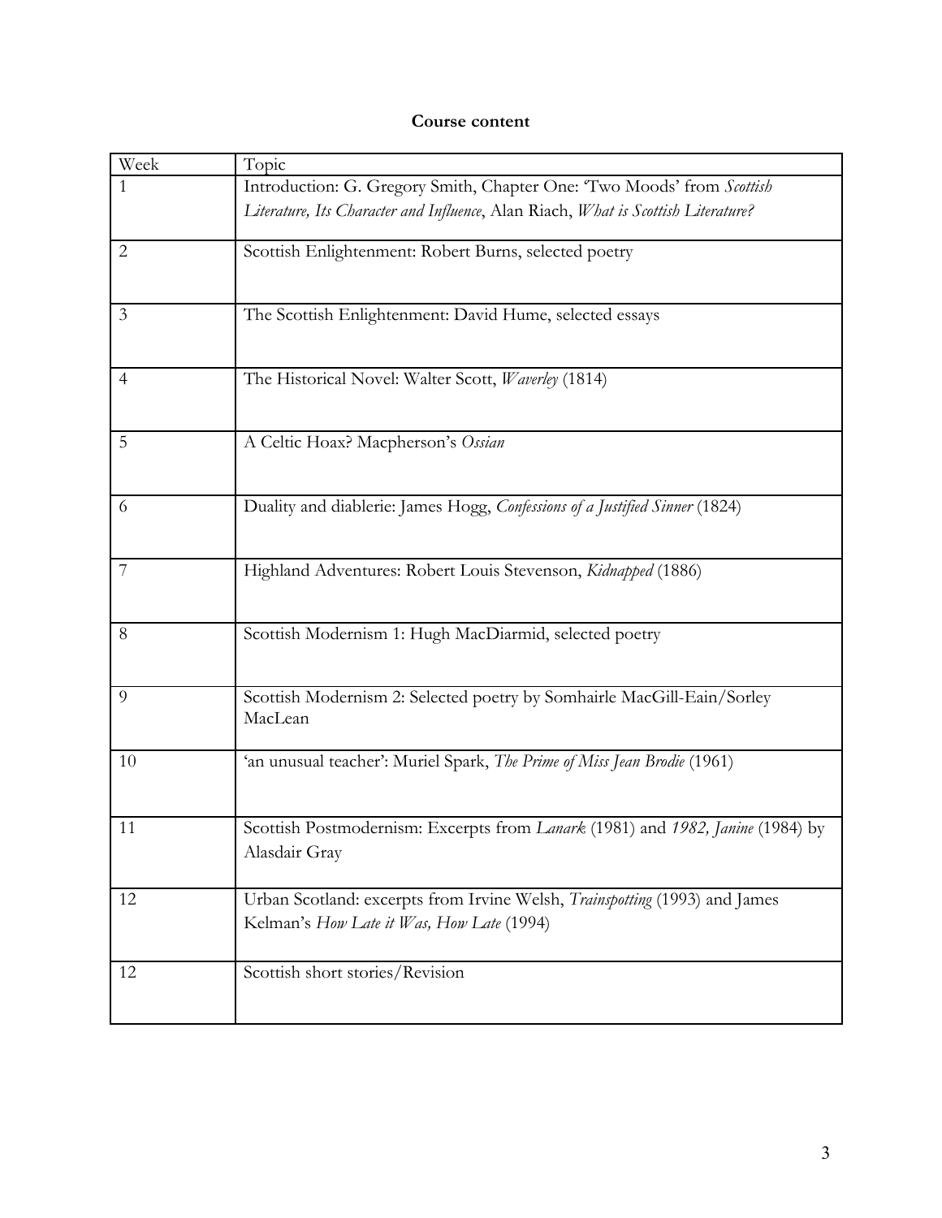**Course content**

| Week | Topic |
|---|---|
| 1 | Introduction: G. Gregory Smith, Chapter One: 'Two Moods' from *Scottish Literature, Its Character and Influence*, Alan Riach, *What is Scottish Literature?* |
| 2 | Scottish Enlightenment: Robert Burns, selected poetry |
| 3 | The Scottish Enlightenment: David Hume, selected essays |
| 4 | The Historical Novel: Walter Scott, *Waverley* (1814) |
| 5 | A Celtic Hoax? Macpherson's *Ossian* |
| 6 | Duality and diablerie: James Hogg, *Confessions of a Justified Sinner* (1824) |
| 7 | Highland Adventures: Robert Louis Stevenson, *Kidnapped* (1886) |
| 8 | Scottish Modernism 1: Hugh MacDiarmid, selected poetry |
| 9 | Scottish Modernism 2: Selected poetry by Somhairle MacGill-Eain/Sorley MacLean |
| 10 | 'an unusual teacher': Muriel Spark, *The Prime of Miss Jean Brodie* (1961) |
| 11 | Scottish Postmodernism: Excerpts from *Lanark* (1981) and *1982, Janine* (1984) by Alasdair Gray |
| 12 | Urban Scotland: excerpts from Irvine Welsh, *Trainspotting* (1993) and James Kelman's *How Late it Was, How Late* (1994) |
| 12 | Scottish short stories/Revision |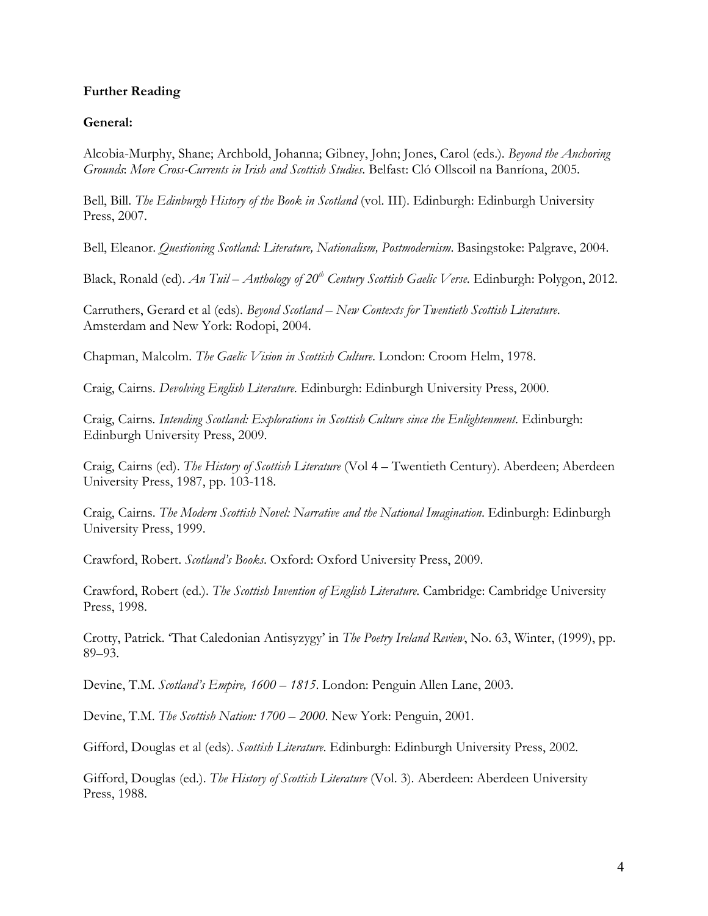**Further Reading**

**General:**

Alcobia-Murphy, Shane; Archbold, Johanna; Gibney, John; Jones, Carol (eds.). *Beyond the Anchoring Grounds*: *More Cross-Currents in Irish and Scottish Studies*. Belfast: Cló Ollscoil na Banríona, 2005.

Bell, Bill. *The Edinburgh History of the Book in Scotland* (vol. III). Edinburgh: Edinburgh University Press, 2007.

Bell, Eleanor. *Questioning Scotland: Literature, Nationalism, Postmodernism*. Basingstoke: Palgrave, 2004.

Black, Ronald (ed). *An Tuil – Anthology of 20th Century Scottish Gaelic Verse*. Edinburgh: Polygon, 2012.

Carruthers, Gerard et al (eds). *Beyond Scotland – New Contexts for Twentieth Scottish Literature*. Amsterdam and New York: Rodopi, 2004.

Chapman, Malcolm. *The Gaelic Vision in Scottish Culture*. London: Croom Helm, 1978.

Craig, Cairns. *Devolving English Literature*. Edinburgh: Edinburgh University Press, 2000.

Craig, Cairns. *Intending Scotland: Explorations in Scottish Culture since the Enlightenment*. Edinburgh: Edinburgh University Press, 2009.

Craig, Cairns (ed). *The History of Scottish Literature* (Vol 4 – Twentieth Century). Aberdeen; Aberdeen University Press, 1987, pp. 103-118.

Craig, Cairns. *The Modern Scottish Novel: Narrative and the National Imagination*. Edinburgh: Edinburgh University Press, 1999.

Crawford, Robert. *Scotland's Books*. Oxford: Oxford University Press, 2009.

Crawford, Robert (ed.). *The Scottish Invention of English Literature*. Cambridge: Cambridge University Press, 1998.

Crotty, Patrick. 'That Caledonian Antisyzygy' in *The Poetry Ireland Review*, No. 63, Winter, (1999), pp. 89–93.

Devine, T.M. *Scotland's Empire, 1600 – 1815*. London: Penguin Allen Lane, 2003.

Devine, T.M. *The Scottish Nation: 1700 – 2000*. New York: Penguin, 2001.

Gifford, Douglas et al (eds). *Scottish Literature*. Edinburgh: Edinburgh University Press, 2002.

Gifford, Douglas (ed.). *The History of Scottish Literature* (Vol. 3). Aberdeen: Aberdeen University Press, 1988.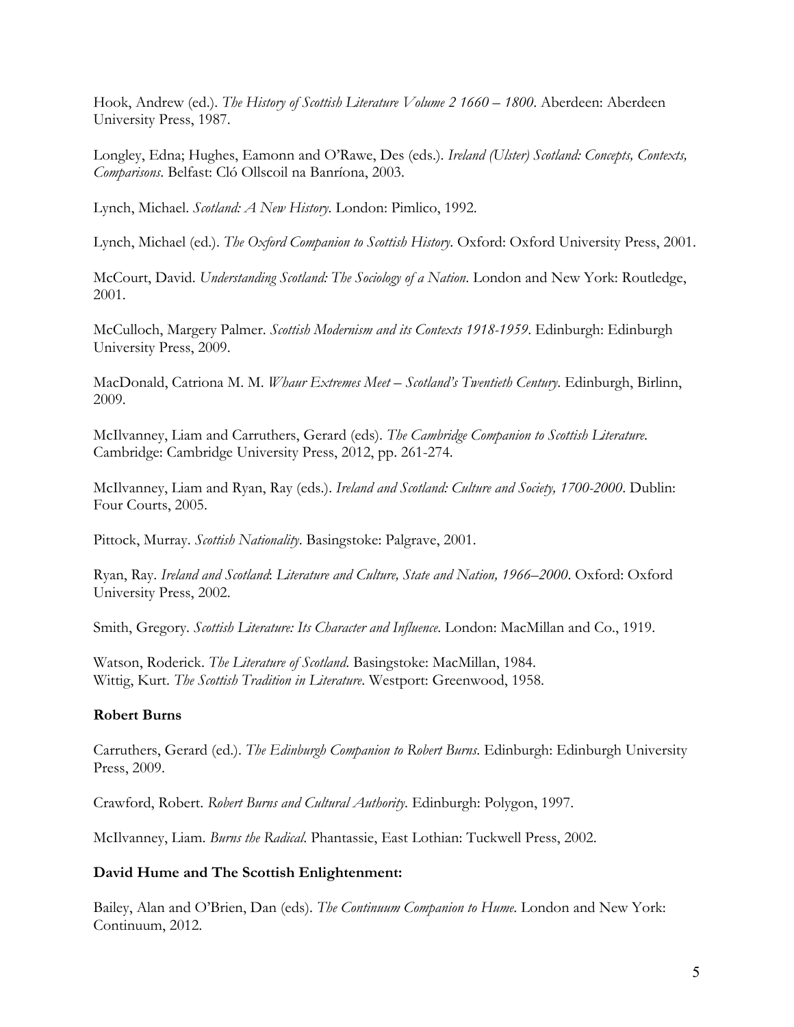Hook, Andrew (ed.). *The History of Scottish Literature Volume 2 1660 – 1800*. Aberdeen: Aberdeen University Press, 1987.

Longley, Edna; Hughes, Eamonn and O'Rawe, Des (eds.). *Ireland (Ulster) Scotland: Concepts, Contexts, Comparisons*. Belfast: Cló Ollscoil na Banríona, 2003.

Lynch, Michael. *Scotland: A New History*. London: Pimlico, 1992.

Lynch, Michael (ed.). *The Oxford Companion to Scottish History*. Oxford: Oxford University Press, 2001.

McCourt, David. *Understanding Scotland: The Sociology of a Nation*. London and New York: Routledge, 2001.

McCulloch, Margery Palmer. *Scottish Modernism and its Contexts 1918-1959*. Edinburgh: Edinburgh University Press, 2009.

MacDonald, Catriona M. M. *Whaur Extremes Meet – Scotland's Twentieth Century*. Edinburgh, Birlinn, 2009.

McIlvanney, Liam and Carruthers, Gerard (eds). *The Cambridge Companion to Scottish Literature*. Cambridge: Cambridge University Press, 2012, pp. 261-274.

McIlvanney, Liam and Ryan, Ray (eds.). *Ireland and Scotland: Culture and Society, 1700-2000*. Dublin: Four Courts, 2005.

Pittock, Murray. *Scottish Nationality*. Basingstoke: Palgrave, 2001.

Ryan, Ray. *Ireland and Scotland*: *Literature and Culture, State and Nation, 1966–2000*. Oxford: Oxford University Press, 2002.

Smith, Gregory. *Scottish Literature: Its Character and Influence*. London: MacMillan and Co., 1919.

Watson, Roderick. *The Literature of Scotland*. Basingstoke: MacMillan, 1984.
Wittig, Kurt. *The Scottish Tradition in Literature*. Westport: Greenwood, 1958.

**Robert Burns**

Carruthers, Gerard (ed.). *The Edinburgh Companion to Robert Burns*. Edinburgh: Edinburgh University Press, 2009.

Crawford, Robert. *Robert Burns and Cultural Authority*. Edinburgh: Polygon, 1997.

McIlvanney, Liam. *Burns the Radical*. Phantassie, East Lothian: Tuckwell Press, 2002.

**David Hume and The Scottish Enlightenment:**

Bailey, Alan and O'Brien, Dan (eds). *The Continuum Companion to Hume*. London and New York: Continuum, 2012.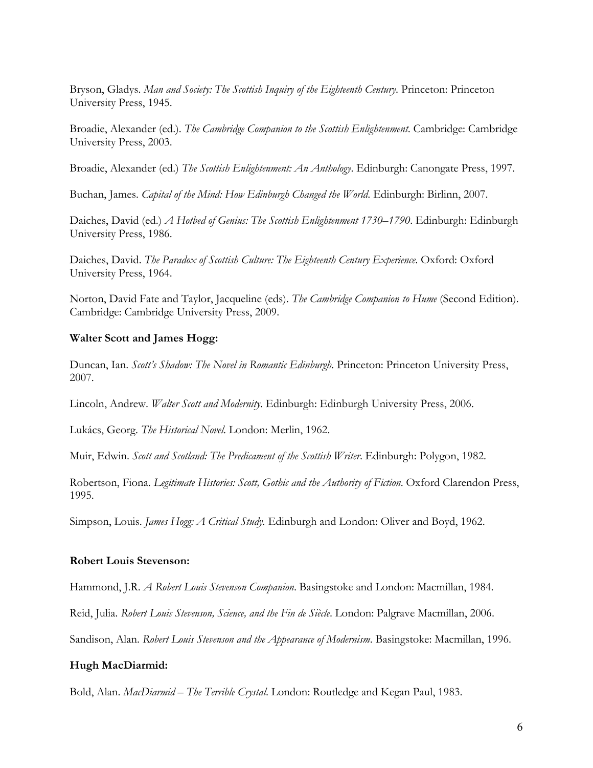Bryson, Gladys. *Man and Society: The Scottish Inquiry of the Eighteenth Century.* Princeton: Princeton University Press, 1945.

Broadie, Alexander (ed.). *The Cambridge Companion to the Scottish Enlightenment.* Cambridge: Cambridge University Press, 2003.

Broadie, Alexander (ed.) *The Scottish Enlightenment: An Anthology.* Edinburgh: Canongate Press, 1997.

Buchan, James. *Capital of the Mind: How Edinburgh Changed the World.* Edinburgh: Birlinn, 2007.

Daiches, David (ed.) *A Hotbed of Genius: The Scottish Enlightenment 1730–1790.* Edinburgh: Edinburgh University Press, 1986.

Daiches, David. *The Paradox of Scottish Culture: The Eighteenth Century Experience.* Oxford: Oxford University Press, 1964.

Norton, David Fate and Taylor, Jacqueline (eds). *The Cambridge Companion to Hume* (Second Edition). Cambridge: Cambridge University Press, 2009.

**Walter Scott and James Hogg:**

Duncan, Ian. *Scott's Shadow: The Novel in Romantic Edinburgh.* Princeton: Princeton University Press, 2007.

Lincoln, Andrew. *Walter Scott and Modernity.* Edinburgh: Edinburgh University Press, 2006.

Lukács, Georg. *The Historical Novel.* London: Merlin, 1962.

Muir, Edwin. *Scott and Scotland: The Predicament of the Scottish Writer.* Edinburgh: Polygon, 1982.

Robertson, Fiona. *Legitimate Histories: Scott, Gothic and the Authority of Fiction.* Oxford Clarendon Press, 1995.

Simpson, Louis. *James Hogg: A Critical Study.* Edinburgh and London: Oliver and Boyd, 1962.

**Robert Louis Stevenson:**

Hammond, J.R. *A Robert Louis Stevenson Companion.* Basingstoke and London: Macmillan, 1984.

Reid, Julia. *Robert Louis Stevenson, Science, and the Fin de Siècle.* London: Palgrave Macmillan, 2006.

Sandison, Alan. *Robert Louis Stevenson and the Appearance of Modernism.* Basingstoke: Macmillan, 1996.

**Hugh MacDiarmid:**

Bold, Alan. *MacDiarmid – The Terrible Crystal.* London: Routledge and Kegan Paul, 1983.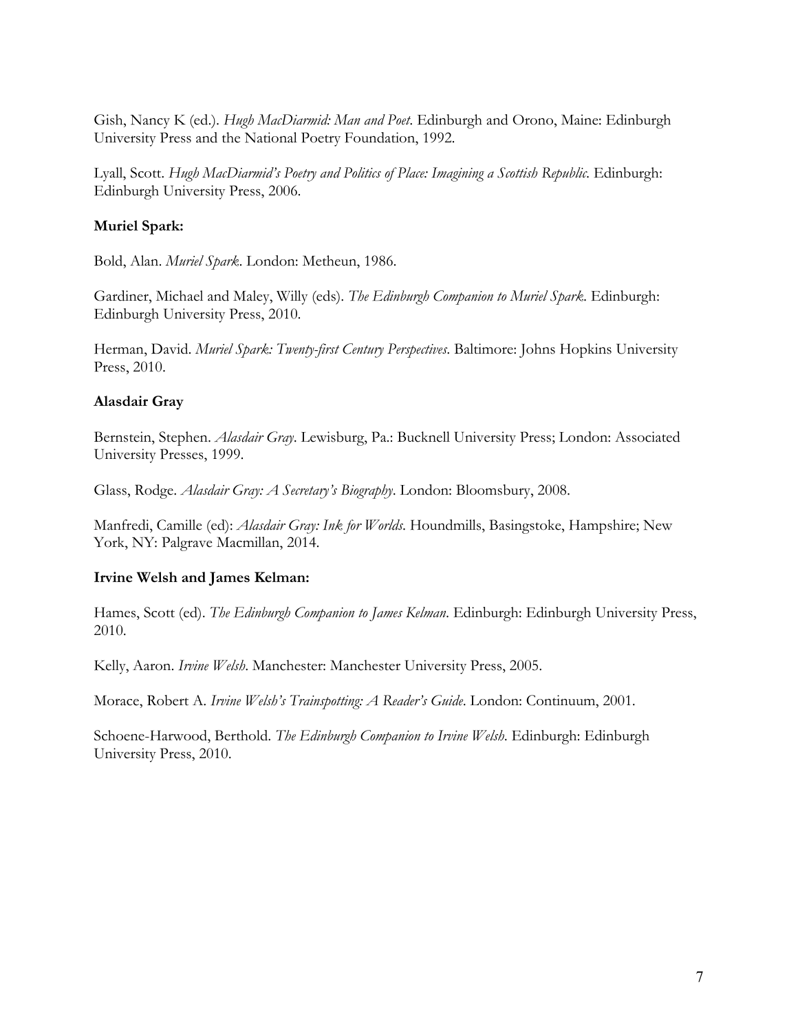Gish, Nancy K (ed.). *Hugh MacDiarmid: Man and Poet*. Edinburgh and Orono, Maine: Edinburgh University Press and the National Poetry Foundation, 1992.

Lyall, Scott. *Hugh MacDiarmid's Poetry and Politics of Place: Imagining a Scottish Republic*. Edinburgh: Edinburgh University Press, 2006.

**Muriel Spark:**

Bold, Alan. *Muriel Spark*. London: Metheun, 1986.

Gardiner, Michael and Maley, Willy (eds). *The Edinburgh Companion to Muriel Spark*. Edinburgh: Edinburgh University Press, 2010.

Herman, David. *Muriel Spark: Twenty-first Century Perspectives*. Baltimore: Johns Hopkins University Press, 2010.

**Alasdair Gray**

Bernstein, Stephen. *Alasdair Gray*. Lewisburg, Pa.: Bucknell University Press; London: Associated University Presses, 1999.

Glass, Rodge. *Alasdair Gray: A Secretary's Biography*. London: Bloomsbury, 2008.

Manfredi, Camille (ed): *Alasdair Gray: Ink for Worlds*. Houndmills, Basingstoke, Hampshire; New York, NY: Palgrave Macmillan, 2014.

**Irvine Welsh and James Kelman:**

Hames, Scott (ed). *The Edinburgh Companion to James Kelman*. Edinburgh: Edinburgh University Press, 2010.

Kelly, Aaron. *Irvine Welsh*. Manchester: Manchester University Press, 2005.

Morace, Robert A. *Irvine Welsh's Trainspotting: A Reader's Guide*. London: Continuum, 2001.

Schoene-Harwood, Berthold. *The Edinburgh Companion to Irvine Welsh*. Edinburgh: Edinburgh University Press, 2010.